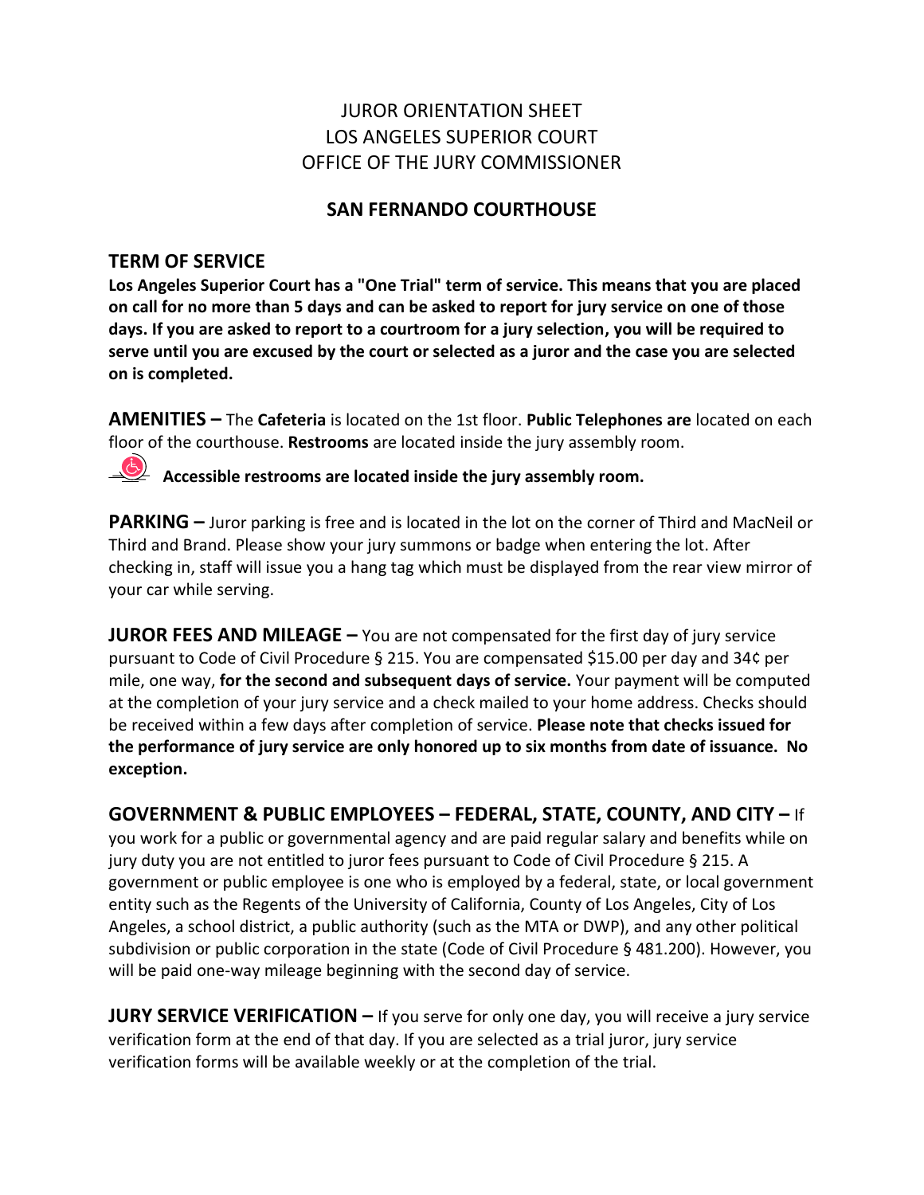# JUROR ORIENTATION SHEET
# LOS ANGELES SUPERIOR COURT
# OFFICE OF THE JURY COMMISSIONER

## SAN FERNANDO COURTHOUSE

### TERM OF SERVICE

**Los Angeles Superior Court has a "One Trial" term of service. This means that you are placed on call for no more than 5 days and can be asked to report for jury service on one of those days. If you are asked to report to a courtroom for a jury selection, you will be required to serve until you are excused by the court or selected as a juror and the case you are selected on is completed.**

**AMENITIES –** The **Cafeteria** is located on the 1st floor. **Public Telephones are** located on each floor of the courthouse. **Restrooms** are located inside the jury assembly room.

**Accessible restrooms are located inside the jury assembly room.**

**PARKING –** Juror parking is free and is located in the lot on the corner of Third and MacNeil or Third and Brand. Please show your jury summons or badge when entering the lot. After checking in, staff will issue you a hang tag which must be displayed from the rear view mirror of your car while serving.

**JUROR FEES AND MILEAGE –** You are not compensated for the first day of jury service pursuant to Code of Civil Procedure § 215. You are compensated $15.00 per day and 34¢ per mile, one way, **for the second and subsequent days of service.** Your payment will be computed at the completion of your jury service and a check mailed to your home address. Checks should be received within a few days after completion of service. **Please note that checks issued for the performance of jury service are only honored up to six months from date of issuance. No exception.**

**GOVERNMENT & PUBLIC EMPLOYEES – FEDERAL, STATE, COUNTY, AND CITY –** If you work for a public or governmental agency and are paid regular salary and benefits while on jury duty you are not entitled to juror fees pursuant to Code of Civil Procedure § 215. A government or public employee is one who is employed by a federal, state, or local government entity such as the Regents of the University of California, County of Los Angeles, City of Los Angeles, a school district, a public authority (such as the MTA or DWP), and any other political subdivision or public corporation in the state (Code of Civil Procedure § 481.200). However, you will be paid one-way mileage beginning with the second day of service.

**JURY SERVICE VERIFICATION –** If you serve for only one day, you will receive a jury service verification form at the end of that day. If you are selected as a trial juror, jury service verification forms will be available weekly or at the completion of the trial.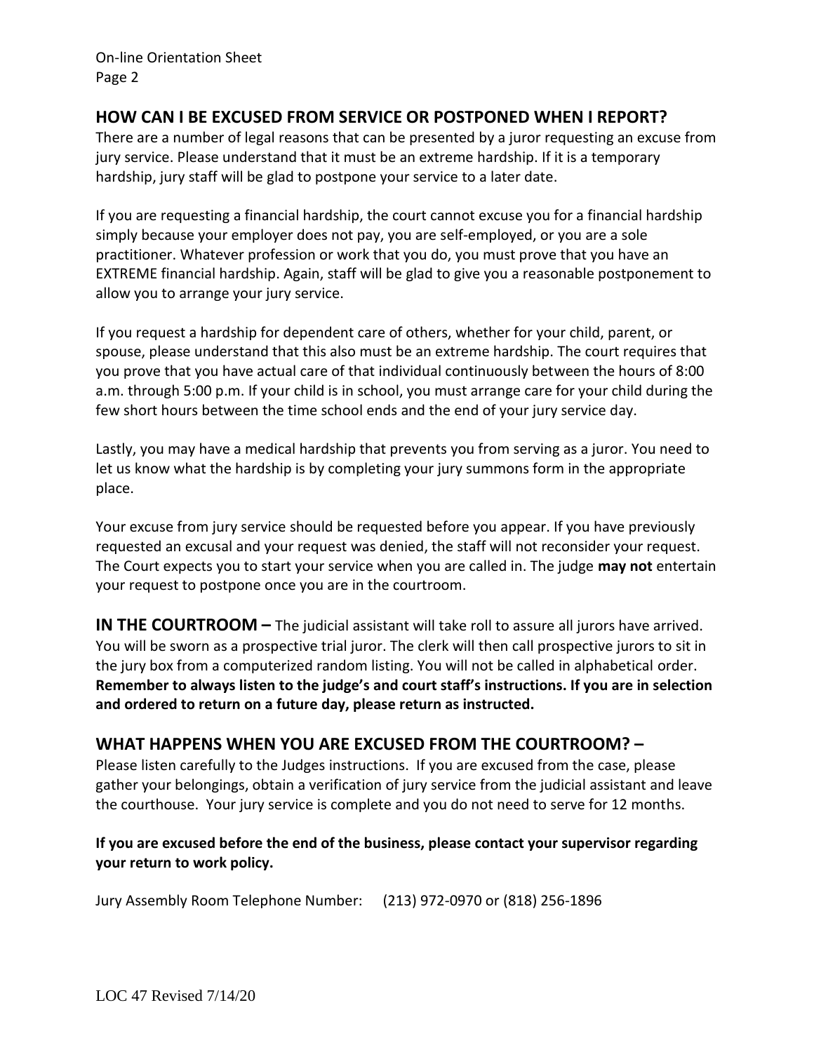## HOW CAN I BE EXCUSED FROM SERVICE OR POSTPONED WHEN I REPORT?

There are a number of legal reasons that can be presented by a juror requesting an excuse from jury service. Please understand that it must be an extreme hardship. If it is a temporary hardship, jury staff will be glad to postpone your service to a later date.

If you are requesting a financial hardship, the court cannot excuse you for a financial hardship simply because your employer does not pay, you are self-employed, or you are a sole practitioner. Whatever profession or work that you do, you must prove that you have an EXTREME financial hardship. Again, staff will be glad to give you a reasonable postponement to allow you to arrange your jury service.

If you request a hardship for dependent care of others, whether for your child, parent, or spouse, please understand that this also must be an extreme hardship. The court requires that you prove that you have actual care of that individual continuously between the hours of 8:00 a.m. through 5:00 p.m. If your child is in school, you must arrange care for your child during the few short hours between the time school ends and the end of your jury service day.

Lastly, you may have a medical hardship that prevents you from serving as a juror. You need to let us know what the hardship is by completing your jury summons form in the appropriate place.

Your excuse from jury service should be requested before you appear. If you have previously requested an excusal and your request was denied, the staff will not reconsider your request. The Court expects you to start your service when you are called in. The judge **may not** entertain your request to postpone once you are in the courtroom.

**IN THE COURTROOM –** The judicial assistant will take roll to assure all jurors have arrived. You will be sworn as a prospective trial juror. The clerk will then call prospective jurors to sit in the jury box from a computerized random listing. You will not be called in alphabetical order. **Remember to always listen to the judge's and court staff's instructions. If you are in selection and ordered to return on a future day, please return as instructed.**

## WHAT HAPPENS WHEN YOU ARE EXCUSED FROM THE COURTROOM? –

Please listen carefully to the Judges instructions. If you are excused from the case, please gather your belongings, obtain a verification of jury service from the judicial assistant and leave the courthouse. Your jury service is complete and you do not need to serve for 12 months.

**If you are excused before the end of the business, please contact your supervisor regarding your return to work policy.**

Jury Assembly Room Telephone Number: (213) 972-0970 or (818) 256-1896

LOC 47 Revised 7/14/20